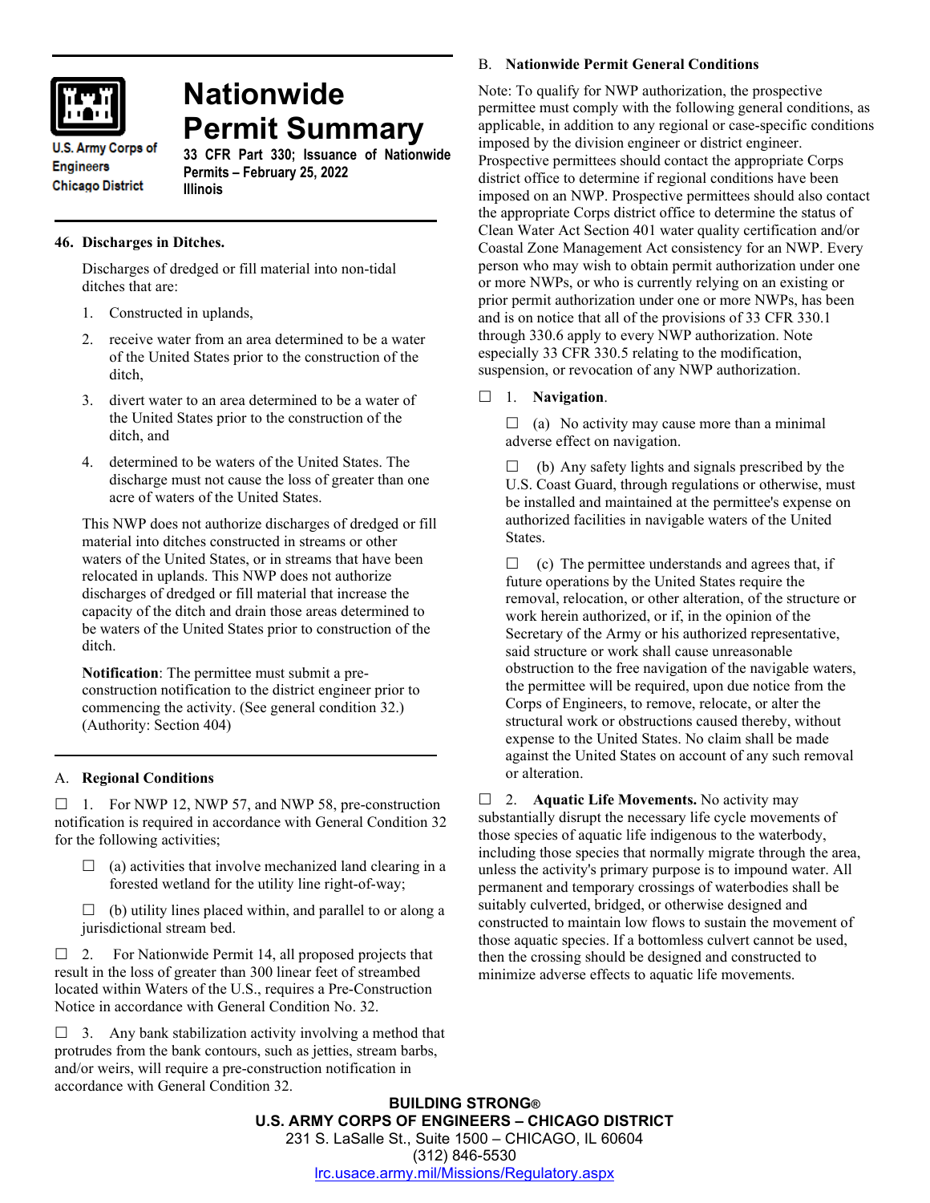U.S. Army Corps of Engineers
Chicago District

# Nationwide Permit Summary

**33 CFR Part 330; Issuance of Nationwide Permits – February 25, 2022**
**Illinois**

### 46. Discharges in Ditches.

Discharges of dredged or fill material into non-tidal ditches that are:

1. Constructed in uplands,
2. receive water from an area determined to be a water of the United States prior to the construction of the ditch,
3. divert water to an area determined to be a water of the United States prior to the construction of the ditch, and
4. determined to be waters of the United States. The discharge must not cause the loss of greater than one acre of waters of the United States.

This NWP does not authorize discharges of dredged or fill material into ditches constructed in streams or other waters of the United States, or in streams that have been relocated in uplands. This NWP does not authorize discharges of dredged or fill material that increase the capacity of the ditch and drain those areas determined to be waters of the United States prior to construction of the ditch.

**Notification**: The permittee must submit a pre-construction notification to the district engineer prior to commencing the activity. (See general condition 32.) (Authority: Section 404)

## A. Regional Conditions

☐ 1. For NWP 12, NWP 57, and NWP 58, pre-construction notification is required in accordance with General Condition 32 for the following activities;

☐ (a) activities that involve mechanized land clearing in a forested wetland for the utility line right-of-way;

☐ (b) utility lines placed within, and parallel to or along a jurisdictional stream bed.

☐ 2. For Nationwide Permit 14, all proposed projects that result in the loss of greater than 300 linear feet of streambed located within Waters of the U.S., requires a Pre-Construction Notice in accordance with General Condition No. 32.

☐ 3. Any bank stabilization activity involving a method that protrudes from the bank contours, such as jetties, stream barbs, and/or weirs, will require a pre-construction notification in accordance with General Condition 32.

## B. Nationwide Permit General Conditions

Note: To qualify for NWP authorization, the prospective permittee must comply with the following general conditions, as applicable, in addition to any regional or case-specific conditions imposed by the division engineer or district engineer. Prospective permittees should contact the appropriate Corps district office to determine if regional conditions have been imposed on an NWP. Prospective permittees should also contact the appropriate Corps district office to determine the status of Clean Water Act Section 401 water quality certification and/or Coastal Zone Management Act consistency for an NWP. Every person who may wish to obtain permit authorization under one or more NWPs, or who is currently relying on an existing or prior permit authorization under one or more NWPs, has been and is on notice that all of the provisions of 33 CFR 330.1 through 330.6 apply to every NWP authorization. Note especially 33 CFR 330.5 relating to the modification, suspension, or revocation of any NWP authorization.

☐ 1. **Navigation**.

☐ (a) No activity may cause more than a minimal adverse effect on navigation.

☐ (b) Any safety lights and signals prescribed by the U.S. Coast Guard, through regulations or otherwise, must be installed and maintained at the permittee's expense on authorized facilities in navigable waters of the United States.

☐ (c) The permittee understands and agrees that, if future operations by the United States require the removal, relocation, or other alteration, of the structure or work herein authorized, or if, in the opinion of the Secretary of the Army or his authorized representative, said structure or work shall cause unreasonable obstruction to the free navigation of the navigable waters, the permittee will be required, upon due notice from the Corps of Engineers, to remove, relocate, or alter the structural work or obstructions caused thereby, without expense to the United States. No claim shall be made against the United States on account of any such removal or alteration.

☐ 2. **Aquatic Life Movements.** No activity may substantially disrupt the necessary life cycle movements of those species of aquatic life indigenous to the waterbody, including those species that normally migrate through the area, unless the activity's primary purpose is to impound water. All permanent and temporary crossings of waterbodies shall be suitably culverted, bridged, or otherwise designed and constructed to maintain low flows to sustain the movement of those aquatic species. If a bottomless culvert cannot be used, then the crossing should be designed and constructed to minimize adverse effects to aquatic life movements.

**BUILDING STRONG®**
**U.S. ARMY CORPS OF ENGINEERS – CHICAGO DISTRICT**
231 S. LaSalle St., Suite 1500 – CHICAGO, IL 60604
(312) 846-5530
lrc.usace.army.mil/Missions/Regulatory.aspx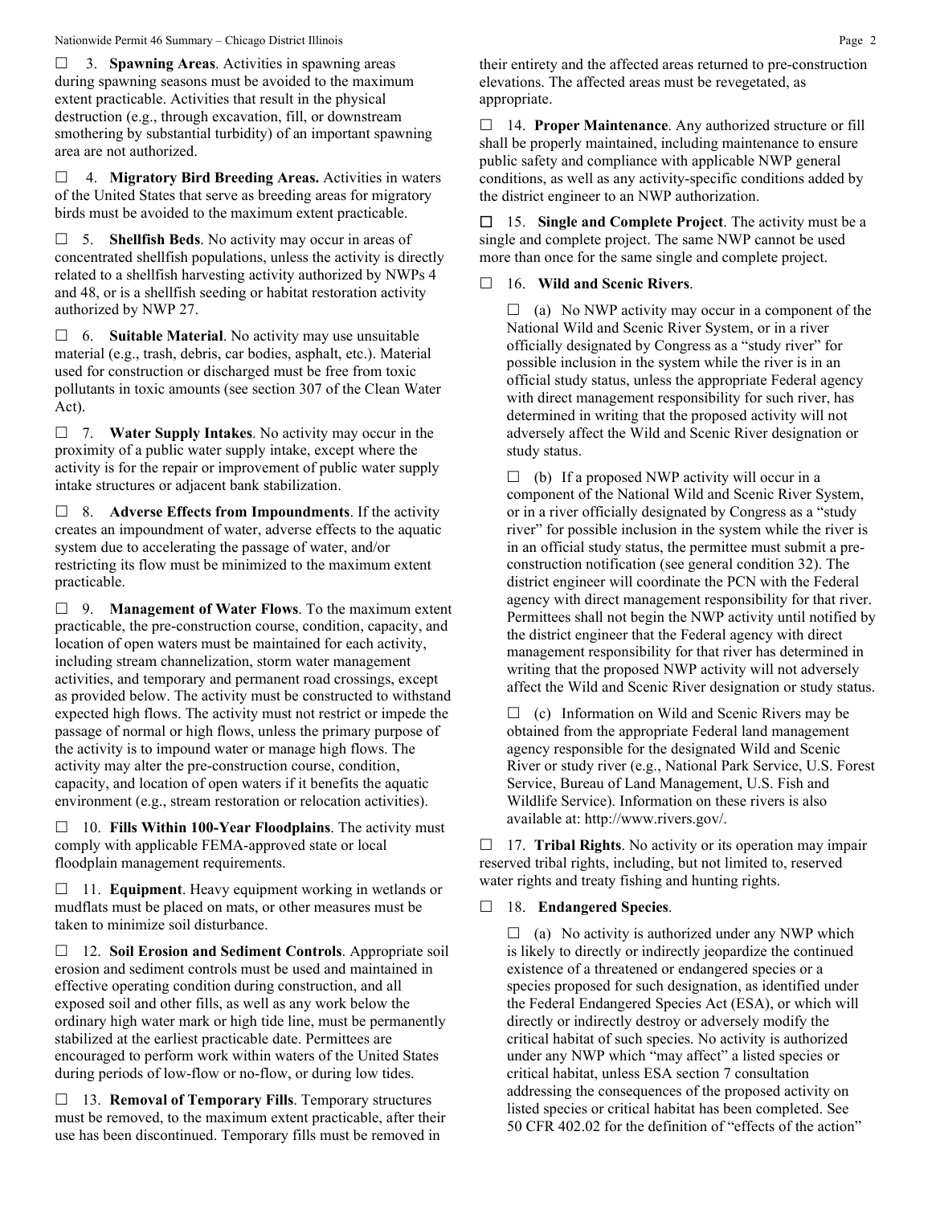☐ 3. **Spawning Areas**. Activities in spawning areas during spawning seasons must be avoided to the maximum extent practicable. Activities that result in the physical destruction (e.g., through excavation, fill, or downstream smothering by substantial turbidity) of an important spawning area are not authorized.

☐ 4. **Migratory Bird Breeding Areas.** Activities in waters of the United States that serve as breeding areas for migratory birds must be avoided to the maximum extent practicable.

☐ 5. **Shellfish Beds**. No activity may occur in areas of concentrated shellfish populations, unless the activity is directly related to a shellfish harvesting activity authorized by NWPs 4 and 48, or is a shellfish seeding or habitat restoration activity authorized by NWP 27.

☐ 6. **Suitable Material**. No activity may use unsuitable material (e.g., trash, debris, car bodies, asphalt, etc.). Material used for construction or discharged must be free from toxic pollutants in toxic amounts (see section 307 of the Clean Water Act).

☐ 7. **Water Supply Intakes**. No activity may occur in the proximity of a public water supply intake, except where the activity is for the repair or improvement of public water supply intake structures or adjacent bank stabilization.

☐ 8. **Adverse Effects from Impoundments**. If the activity creates an impoundment of water, adverse effects to the aquatic system due to accelerating the passage of water, and/or restricting its flow must be minimized to the maximum extent practicable.

☐ 9. **Management of Water Flows**. To the maximum extent practicable, the pre-construction course, condition, capacity, and location of open waters must be maintained for each activity, including stream channelization, storm water management activities, and temporary and permanent road crossings, except as provided below. The activity must be constructed to withstand expected high flows. The activity must not restrict or impede the passage of normal or high flows, unless the primary purpose of the activity is to impound water or manage high flows. The activity may alter the pre-construction course, condition, capacity, and location of open waters if it benefits the aquatic environment (e.g., stream restoration or relocation activities).

☐ 10. **Fills Within 100-Year Floodplains**. The activity must comply with applicable FEMA-approved state or local floodplain management requirements.

☐ 11. **Equipment**. Heavy equipment working in wetlands or mudflats must be placed on mats, or other measures must be taken to minimize soil disturbance.

☐ 12. **Soil Erosion and Sediment Controls**. Appropriate soil erosion and sediment controls must be used and maintained in effective operating condition during construction, and all exposed soil and other fills, as well as any work below the ordinary high water mark or high tide line, must be permanently stabilized at the earliest practicable date. Permittees are encouraged to perform work within waters of the United States during periods of low-flow or no-flow, or during low tides.

☐ 13. **Removal of Temporary Fills**. Temporary structures must be removed, to the maximum extent practicable, after their use has been discontinued. Temporary fills must be removed in their entirety and the affected areas returned to pre-construction elevations. The affected areas must be revegetated, as appropriate.

☐ 14. **Proper Maintenance**. Any authorized structure or fill shall be properly maintained, including maintenance to ensure public safety and compliance with applicable NWP general conditions, as well as any activity-specific conditions added by the district engineer to an NWP authorization.

☐ 15. **Single and Complete Project**. The activity must be a single and complete project. The same NWP cannot be used more than once for the same single and complete project.

☐ 16. **Wild and Scenic Rivers**.

☐ (a) No NWP activity may occur in a component of the National Wild and Scenic River System, or in a river officially designated by Congress as a "study river" for possible inclusion in the system while the river is in an official study status, unless the appropriate Federal agency with direct management responsibility for such river, has determined in writing that the proposed activity will not adversely affect the Wild and Scenic River designation or study status.

☐ (b) If a proposed NWP activity will occur in a component of the National Wild and Scenic River System, or in a river officially designated by Congress as a "study river" for possible inclusion in the system while the river is in an official study status, the permittee must submit a pre-construction notification (see general condition 32). The district engineer will coordinate the PCN with the Federal agency with direct management responsibility for that river. Permittees shall not begin the NWP activity until notified by the district engineer that the Federal agency with direct management responsibility for that river has determined in writing that the proposed NWP activity will not adversely affect the Wild and Scenic River designation or study status.

☐ (c) Information on Wild and Scenic Rivers may be obtained from the appropriate Federal land management agency responsible for the designated Wild and Scenic River or study river (e.g., National Park Service, U.S. Forest Service, Bureau of Land Management, U.S. Fish and Wildlife Service). Information on these rivers is also available at: http://www.rivers.gov/.

☐ 17. **Tribal Rights**. No activity or its operation may impair reserved tribal rights, including, but not limited to, reserved water rights and treaty fishing and hunting rights.

☐ 18. **Endangered Species**.

☐ (a) No activity is authorized under any NWP which is likely to directly or indirectly jeopardize the continued existence of a threatened or endangered species or a species proposed for such designation, as identified under the Federal Endangered Species Act (ESA), or which will directly or indirectly destroy or adversely modify the critical habitat of such species. No activity is authorized under any NWP which "may affect" a listed species or critical habitat, unless ESA section 7 consultation addressing the consequences of the proposed activity on listed species or critical habitat has been completed. See 50 CFR 402.02 for the definition of "effects of the action"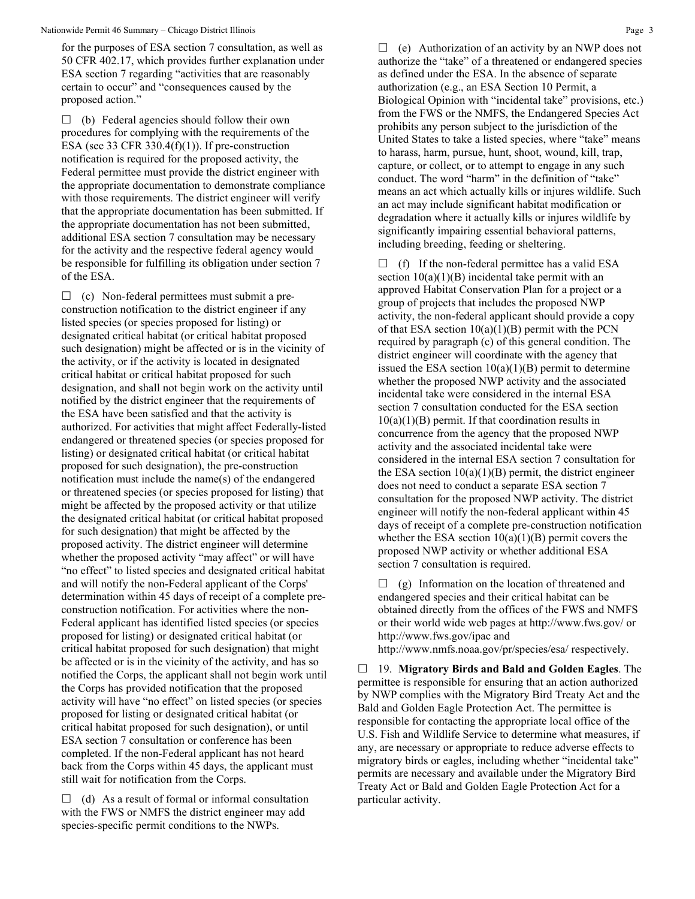for the purposes of ESA section 7 consultation, as well as 50 CFR 402.17, which provides further explanation under ESA section 7 regarding "activities that are reasonably certain to occur" and "consequences caused by the proposed action."

☐ (b) Federal agencies should follow their own procedures for complying with the requirements of the ESA (see 33 CFR 330.4(f)(1)). If pre-construction notification is required for the proposed activity, the Federal permittee must provide the district engineer with the appropriate documentation to demonstrate compliance with those requirements. The district engineer will verify that the appropriate documentation has been submitted. If the appropriate documentation has not been submitted, additional ESA section 7 consultation may be necessary for the activity and the respective federal agency would be responsible for fulfilling its obligation under section 7 of the ESA.

☐ (c) Non-federal permittees must submit a pre-construction notification to the district engineer if any listed species (or species proposed for listing) or designated critical habitat (or critical habitat proposed such designation) might be affected or is in the vicinity of the activity, or if the activity is located in designated critical habitat or critical habitat proposed for such designation, and shall not begin work on the activity until notified by the district engineer that the requirements of the ESA have been satisfied and that the activity is authorized. For activities that might affect Federally-listed endangered or threatened species (or species proposed for listing) or designated critical habitat (or critical habitat proposed for such designation), the pre-construction notification must include the name(s) of the endangered or threatened species (or species proposed for listing) that might be affected by the proposed activity or that utilize the designated critical habitat (or critical habitat proposed for such designation) that might be affected by the proposed activity. The district engineer will determine whether the proposed activity "may affect" or will have "no effect" to listed species and designated critical habitat and will notify the non-Federal applicant of the Corps' determination within 45 days of receipt of a complete pre-construction notification. For activities where the non-Federal applicant has identified listed species (or species proposed for listing) or designated critical habitat (or critical habitat proposed for such designation) that might be affected or is in the vicinity of the activity, and has so notified the Corps, the applicant shall not begin work until the Corps has provided notification that the proposed activity will have "no effect" on listed species (or species proposed for listing or designated critical habitat (or critical habitat proposed for such designation), or until ESA section 7 consultation or conference has been completed. If the non-Federal applicant has not heard back from the Corps within 45 days, the applicant must still wait for notification from the Corps.

☐ (d) As a result of formal or informal consultation with the FWS or NMFS the district engineer may add species-specific permit conditions to the NWPs.

☐ (e) Authorization of an activity by an NWP does not authorize the "take" of a threatened or endangered species as defined under the ESA. In the absence of separate authorization (e.g., an ESA Section 10 Permit, a Biological Opinion with "incidental take" provisions, etc.) from the FWS or the NMFS, the Endangered Species Act prohibits any person subject to the jurisdiction of the United States to take a listed species, where "take" means to harass, harm, pursue, hunt, shoot, wound, kill, trap, capture, or collect, or to attempt to engage in any such conduct. The word "harm" in the definition of "take" means an act which actually kills or injures wildlife. Such an act may include significant habitat modification or degradation where it actually kills or injures wildlife by significantly impairing essential behavioral patterns, including breeding, feeding or sheltering.

☐ (f) If the non-federal permittee has a valid ESA section 10(a)(1)(B) incidental take permit with an approved Habitat Conservation Plan for a project or a group of projects that includes the proposed NWP activity, the non-federal applicant should provide a copy of that ESA section 10(a)(1)(B) permit with the PCN required by paragraph (c) of this general condition. The district engineer will coordinate with the agency that issued the ESA section 10(a)(1)(B) permit to determine whether the proposed NWP activity and the associated incidental take were considered in the internal ESA section 7 consultation conducted for the ESA section 10(a)(1)(B) permit. If that coordination results in concurrence from the agency that the proposed NWP activity and the associated incidental take were considered in the internal ESA section 7 consultation for the ESA section 10(a)(1)(B) permit, the district engineer does not need to conduct a separate ESA section 7 consultation for the proposed NWP activity. The district engineer will notify the non-federal applicant within 45 days of receipt of a complete pre-construction notification whether the ESA section 10(a)(1)(B) permit covers the proposed NWP activity or whether additional ESA section 7 consultation is required.

☐ (g) Information on the location of threatened and endangered species and their critical habitat can be obtained directly from the offices of the FWS and NMFS or their world wide web pages at http://www.fws.gov/ or http://www.fws.gov/ipac and http://www.nmfs.noaa.gov/pr/species/esa/ respectively.

☐ 19. **Migratory Birds and Bald and Golden Eagles**. The permittee is responsible for ensuring that an action authorized by NWP complies with the Migratory Bird Treaty Act and the Bald and Golden Eagle Protection Act. The permittee is responsible for contacting the appropriate local office of the U.S. Fish and Wildlife Service to determine what measures, if any, are necessary or appropriate to reduce adverse effects to migratory birds or eagles, including whether "incidental take" permits are necessary and available under the Migratory Bird Treaty Act or Bald and Golden Eagle Protection Act for a particular activity.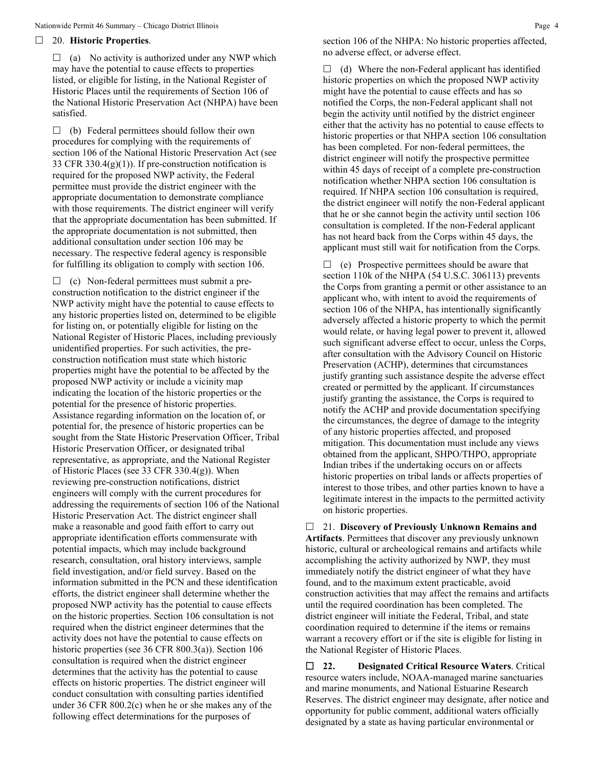☐ 20. **Historic Properties**.

☐ (a) No activity is authorized under any NWP which may have the potential to cause effects to properties listed, or eligible for listing, in the National Register of Historic Places until the requirements of Section 106 of the National Historic Preservation Act (NHPA) have been satisfied.

☐ (b) Federal permittees should follow their own procedures for complying with the requirements of section 106 of the National Historic Preservation Act (see 33 CFR 330.4(g)(1)). If pre-construction notification is required for the proposed NWP activity, the Federal permittee must provide the district engineer with the appropriate documentation to demonstrate compliance with those requirements. The district engineer will verify that the appropriate documentation has been submitted. If the appropriate documentation is not submitted, then additional consultation under section 106 may be necessary. The respective federal agency is responsible for fulfilling its obligation to comply with section 106.

☐ (c) Non-federal permittees must submit a pre-construction notification to the district engineer if the NWP activity might have the potential to cause effects to any historic properties listed on, determined to be eligible for listing on, or potentially eligible for listing on the National Register of Historic Places, including previously unidentified properties. For such activities, the pre-construction notification must state which historic properties might have the potential to be affected by the proposed NWP activity or include a vicinity map indicating the location of the historic properties or the potential for the presence of historic properties. Assistance regarding information on the location of, or potential for, the presence of historic properties can be sought from the State Historic Preservation Officer, Tribal Historic Preservation Officer, or designated tribal representative, as appropriate, and the National Register of Historic Places (see 33 CFR 330.4(g)). When reviewing pre-construction notifications, district engineers will comply with the current procedures for addressing the requirements of section 106 of the National Historic Preservation Act. The district engineer shall make a reasonable and good faith effort to carry out appropriate identification efforts commensurate with potential impacts, which may include background research, consultation, oral history interviews, sample field investigation, and/or field survey. Based on the information submitted in the PCN and these identification efforts, the district engineer shall determine whether the proposed NWP activity has the potential to cause effects on the historic properties. Section 106 consultation is not required when the district engineer determines that the activity does not have the potential to cause effects on historic properties (see 36 CFR 800.3(a)). Section 106 consultation is required when the district engineer determines that the activity has the potential to cause effects on historic properties. The district engineer will conduct consultation with consulting parties identified under 36 CFR 800.2(c) when he or she makes any of the following effect determinations for the purposes of section 106 of the NHPA: No historic properties affected, no adverse effect, or adverse effect.

☐ (d) Where the non-Federal applicant has identified historic properties on which the proposed NWP activity might have the potential to cause effects and has so notified the Corps, the non-Federal applicant shall not begin the activity until notified by the district engineer either that the activity has no potential to cause effects to historic properties or that NHPA section 106 consultation has been completed. For non-federal permittees, the district engineer will notify the prospective permittee within 45 days of receipt of a complete pre-construction notification whether NHPA section 106 consultation is required. If NHPA section 106 consultation is required, the district engineer will notify the non-Federal applicant that he or she cannot begin the activity until section 106 consultation is completed. If the non-Federal applicant has not heard back from the Corps within 45 days, the applicant must still wait for notification from the Corps.

☐ (e) Prospective permittees should be aware that section 110k of the NHPA (54 U.S.C. 306113) prevents the Corps from granting a permit or other assistance to an applicant who, with intent to avoid the requirements of section 106 of the NHPA, has intentionally significantly adversely affected a historic property to which the permit would relate, or having legal power to prevent it, allowed such significant adverse effect to occur, unless the Corps, after consultation with the Advisory Council on Historic Preservation (ACHP), determines that circumstances justify granting such assistance despite the adverse effect created or permitted by the applicant. If circumstances justify granting the assistance, the Corps is required to notify the ACHP and provide documentation specifying the circumstances, the degree of damage to the integrity of any historic properties affected, and proposed mitigation. This documentation must include any views obtained from the applicant, SHPO/THPO, appropriate Indian tribes if the undertaking occurs on or affects historic properties on tribal lands or affects properties of interest to those tribes, and other parties known to have a legitimate interest in the impacts to the permitted activity on historic properties.

☐ 21. **Discovery of Previously Unknown Remains and Artifacts**. Permittees that discover any previously unknown historic, cultural or archeological remains and artifacts while accomplishing the activity authorized by NWP, they must immediately notify the district engineer of what they have found, and to the maximum extent practicable, avoid construction activities that may affect the remains and artifacts until the required coordination has been completed. The district engineer will initiate the Federal, Tribal, and state coordination required to determine if the items or remains warrant a recovery effort or if the site is eligible for listing in the National Register of Historic Places.

☐ **22. Designated Critical Resource Waters**. Critical resource waters include, NOAA-managed marine sanctuaries and marine monuments, and National Estuarine Research Reserves. The district engineer may designate, after notice and opportunity for public comment, additional waters officially designated by a state as having particular environmental or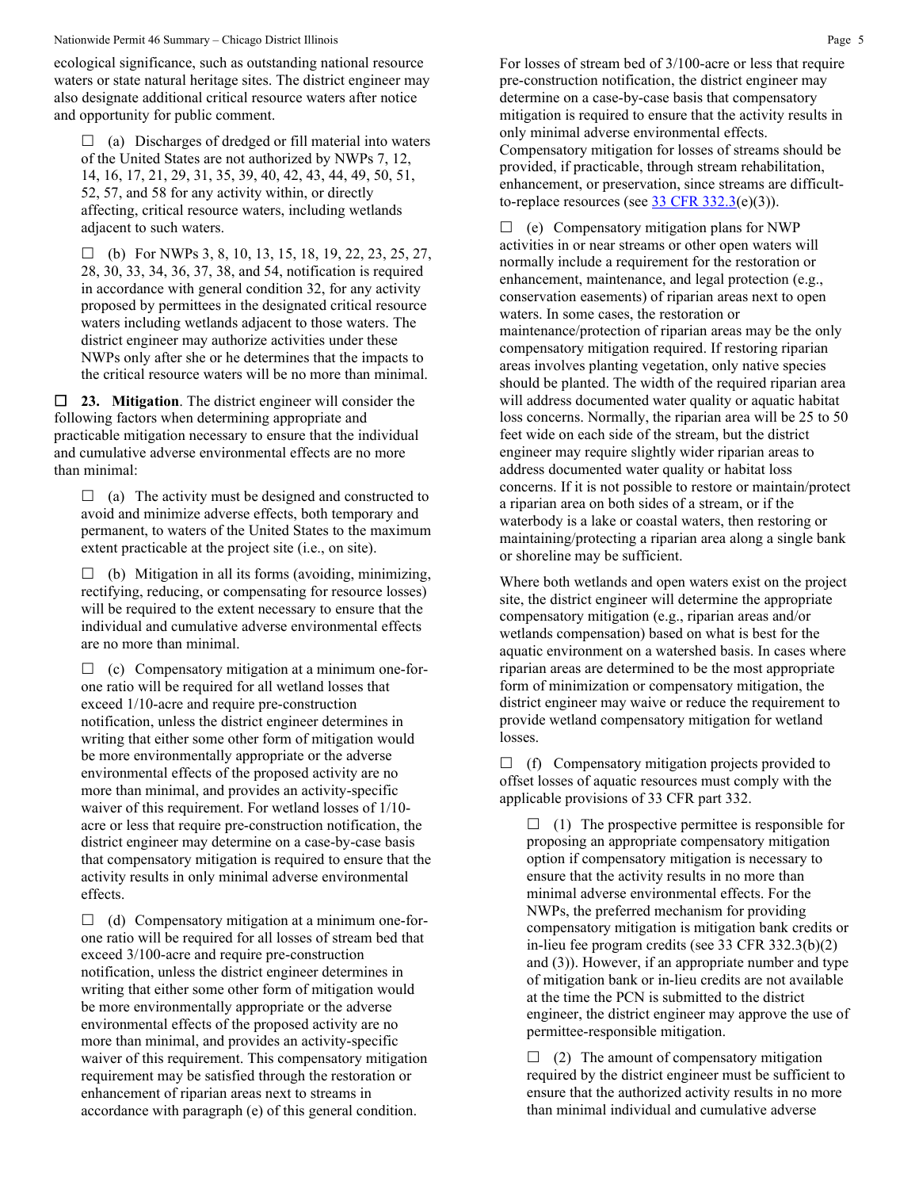ecological significance, such as outstanding national resource waters or state natural heritage sites. The district engineer may also designate additional critical resource waters after notice and opportunity for public comment.

☐ (a) Discharges of dredged or fill material into waters of the United States are not authorized by NWPs 7, 12, 14, 16, 17, 21, 29, 31, 35, 39, 40, 42, 43, 44, 49, 50, 51, 52, 57, and 58 for any activity within, or directly affecting, critical resource waters, including wetlands adjacent to such waters.

☐ (b) For NWPs 3, 8, 10, 13, 15, 18, 19, 22, 23, 25, 27, 28, 30, 33, 34, 36, 37, 38, and 54, notification is required in accordance with general condition 32, for any activity proposed by permittees in the designated critical resource waters including wetlands adjacent to those waters. The district engineer may authorize activities under these NWPs only after she or he determines that the impacts to the critical resource waters will be no more than minimal.

☐ **23. Mitigation**. The district engineer will consider the following factors when determining appropriate and practicable mitigation necessary to ensure that the individual and cumulative adverse environmental effects are no more than minimal:

☐ (a) The activity must be designed and constructed to avoid and minimize adverse effects, both temporary and permanent, to waters of the United States to the maximum extent practicable at the project site (i.e., on site).

☐ (b) Mitigation in all its forms (avoiding, minimizing, rectifying, reducing, or compensating for resource losses) will be required to the extent necessary to ensure that the individual and cumulative adverse environmental effects are no more than minimal.

☐ (c) Compensatory mitigation at a minimum one-for-one ratio will be required for all wetland losses that exceed 1/10-acre and require pre-construction notification, unless the district engineer determines in writing that either some other form of mitigation would be more environmentally appropriate or the adverse environmental effects of the proposed activity are no more than minimal, and provides an activity-specific waiver of this requirement. For wetland losses of 1/10-acre or less that require pre-construction notification, the district engineer may determine on a case-by-case basis that compensatory mitigation is required to ensure that the activity results in only minimal adverse environmental effects.

☐ (d) Compensatory mitigation at a minimum one-for-one ratio will be required for all losses of stream bed that exceed 3/100-acre and require pre-construction notification, unless the district engineer determines in writing that either some other form of mitigation would be more environmentally appropriate or the adverse environmental effects of the proposed activity are no more than minimal, and provides an activity-specific waiver of this requirement. This compensatory mitigation requirement may be satisfied through the restoration or enhancement of riparian areas next to streams in accordance with paragraph (e) of this general condition. For losses of stream bed of 3/100-acre or less that require pre-construction notification, the district engineer may determine on a case-by-case basis that compensatory mitigation is required to ensure that the activity results in only minimal adverse environmental effects. Compensatory mitigation for losses of streams should be provided, if practicable, through stream rehabilitation, enhancement, or preservation, since streams are difficult-to-replace resources (see 33 CFR 332.3(e)(3)).

☐ (e) Compensatory mitigation plans for NWP activities in or near streams or other open waters will normally include a requirement for the restoration or enhancement, maintenance, and legal protection (e.g., conservation easements) of riparian areas next to open waters. In some cases, the restoration or maintenance/protection of riparian areas may be the only compensatory mitigation required. If restoring riparian areas involves planting vegetation, only native species should be planted. The width of the required riparian area will address documented water quality or aquatic habitat loss concerns. Normally, the riparian area will be 25 to 50 feet wide on each side of the stream, but the district engineer may require slightly wider riparian areas to address documented water quality or habitat loss concerns. If it is not possible to restore or maintain/protect a riparian area on both sides of a stream, or if the waterbody is a lake or coastal waters, then restoring or maintaining/protecting a riparian area along a single bank or shoreline may be sufficient.

Where both wetlands and open waters exist on the project site, the district engineer will determine the appropriate compensatory mitigation (e.g., riparian areas and/or wetlands compensation) based on what is best for the aquatic environment on a watershed basis. In cases where riparian areas are determined to be the most appropriate form of minimization or compensatory mitigation, the district engineer may waive or reduce the requirement to provide wetland compensatory mitigation for wetland losses.

☐ (f) Compensatory mitigation projects provided to offset losses of aquatic resources must comply with the applicable provisions of 33 CFR part 332.

☐ (1) The prospective permittee is responsible for proposing an appropriate compensatory mitigation option if compensatory mitigation is necessary to ensure that the activity results in no more than minimal adverse environmental effects. For the NWPs, the preferred mechanism for providing compensatory mitigation is mitigation bank credits or in-lieu fee program credits (see 33 CFR 332.3(b)(2) and (3)). However, if an appropriate number and type of mitigation bank or in-lieu credits are not available at the time the PCN is submitted to the district engineer, the district engineer may approve the use of permittee-responsible mitigation.

☐ (2) The amount of compensatory mitigation required by the district engineer must be sufficient to ensure that the authorized activity results in no more than minimal individual and cumulative adverse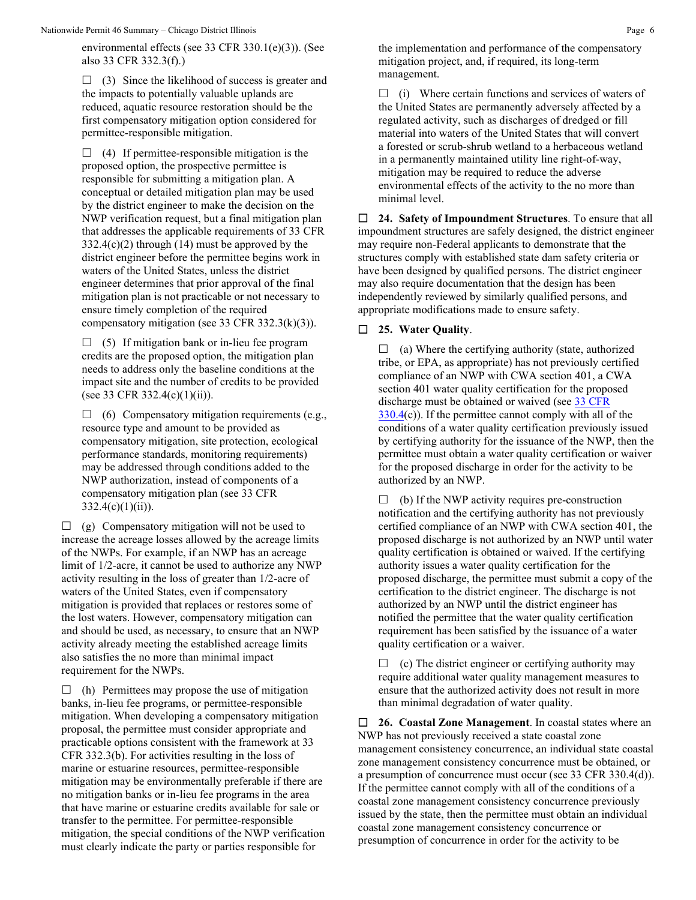environmental effects (see 33 CFR 330.1(e)(3)). (See also 33 CFR 332.3(f).)

☐ (3) Since the likelihood of success is greater and the impacts to potentially valuable uplands are reduced, aquatic resource restoration should be the first compensatory mitigation option considered for permittee-responsible mitigation.

☐ (4) If permittee-responsible mitigation is the proposed option, the prospective permittee is responsible for submitting a mitigation plan. A conceptual or detailed mitigation plan may be used by the district engineer to make the decision on the NWP verification request, but a final mitigation plan that addresses the applicable requirements of 33 CFR 332.4(c)(2) through (14) must be approved by the district engineer before the permittee begins work in waters of the United States, unless the district engineer determines that prior approval of the final mitigation plan is not practicable or not necessary to ensure timely completion of the required compensatory mitigation (see 33 CFR 332.3(k)(3)).

☐ (5) If mitigation bank or in-lieu fee program credits are the proposed option, the mitigation plan needs to address only the baseline conditions at the impact site and the number of credits to be provided (see 33 CFR 332.4(c)(1)(ii)).

☐ (6) Compensatory mitigation requirements (e.g., resource type and amount to be provided as compensatory mitigation, site protection, ecological performance standards, monitoring requirements) may be addressed through conditions added to the NWP authorization, instead of components of a compensatory mitigation plan (see 33 CFR 332.4(c)(1)(ii)).

☐ (g) Compensatory mitigation will not be used to increase the acreage losses allowed by the acreage limits of the NWPs. For example, if an NWP has an acreage limit of 1/2-acre, it cannot be used to authorize any NWP activity resulting in the loss of greater than 1/2-acre of waters of the United States, even if compensatory mitigation is provided that replaces or restores some of the lost waters. However, compensatory mitigation can and should be used, as necessary, to ensure that an NWP activity already meeting the established acreage limits also satisfies the no more than minimal impact requirement for the NWPs.

☐ (h) Permittees may propose the use of mitigation banks, in-lieu fee programs, or permittee-responsible mitigation. When developing a compensatory mitigation proposal, the permittee must consider appropriate and practicable options consistent with the framework at 33 CFR 332.3(b). For activities resulting in the loss of marine or estuarine resources, permittee-responsible mitigation may be environmentally preferable if there are no mitigation banks or in-lieu fee programs in the area that have marine or estuarine credits available for sale or transfer to the permittee. For permittee-responsible mitigation, the special conditions of the NWP verification must clearly indicate the party or parties responsible for the implementation and performance of the compensatory mitigation project, and, if required, its long-term management.

☐ (i) Where certain functions and services of waters of the United States are permanently adversely affected by a regulated activity, such as discharges of dredged or fill material into waters of the United States that will convert a forested or scrub-shrub wetland to a herbaceous wetland in a permanently maintained utility line right-of-way, mitigation may be required to reduce the adverse environmental effects of the activity to the no more than minimal level.

☐ **24. Safety of Impoundment Structures**. To ensure that all impoundment structures are safely designed, the district engineer may require non-Federal applicants to demonstrate that the structures comply with established state dam safety criteria or have been designed by qualified persons. The district engineer may also require documentation that the design has been independently reviewed by similarly qualified persons, and appropriate modifications made to ensure safety.

☐ **25. Water Quality**.

☐ (a) Where the certifying authority (state, authorized tribe, or EPA, as appropriate) has not previously certified compliance of an NWP with CWA section 401, a CWA section 401 water quality certification for the proposed discharge must be obtained or waived (see 33 CFR 330.4(c)). If the permittee cannot comply with all of the conditions of a water quality certification previously issued by certifying authority for the issuance of the NWP, then the permittee must obtain a water quality certification or waiver for the proposed discharge in order for the activity to be authorized by an NWP.

☐ (b) If the NWP activity requires pre-construction notification and the certifying authority has not previously certified compliance of an NWP with CWA section 401, the proposed discharge is not authorized by an NWP until water quality certification is obtained or waived. If the certifying authority issues a water quality certification for the proposed discharge, the permittee must submit a copy of the certification to the district engineer. The discharge is not authorized by an NWP until the district engineer has notified the permittee that the water quality certification requirement has been satisfied by the issuance of a water quality certification or a waiver.

☐ (c) The district engineer or certifying authority may require additional water quality management measures to ensure that the authorized activity does not result in more than minimal degradation of water quality.

☐ **26. Coastal Zone Management**. In coastal states where an NWP has not previously received a state coastal zone management consistency concurrence, an individual state coastal zone management consistency concurrence must be obtained, or a presumption of concurrence must occur (see 33 CFR 330.4(d)). If the permittee cannot comply with all of the conditions of a coastal zone management consistency concurrence previously issued by the state, then the permittee must obtain an individual coastal zone management consistency concurrence or presumption of concurrence in order for the activity to be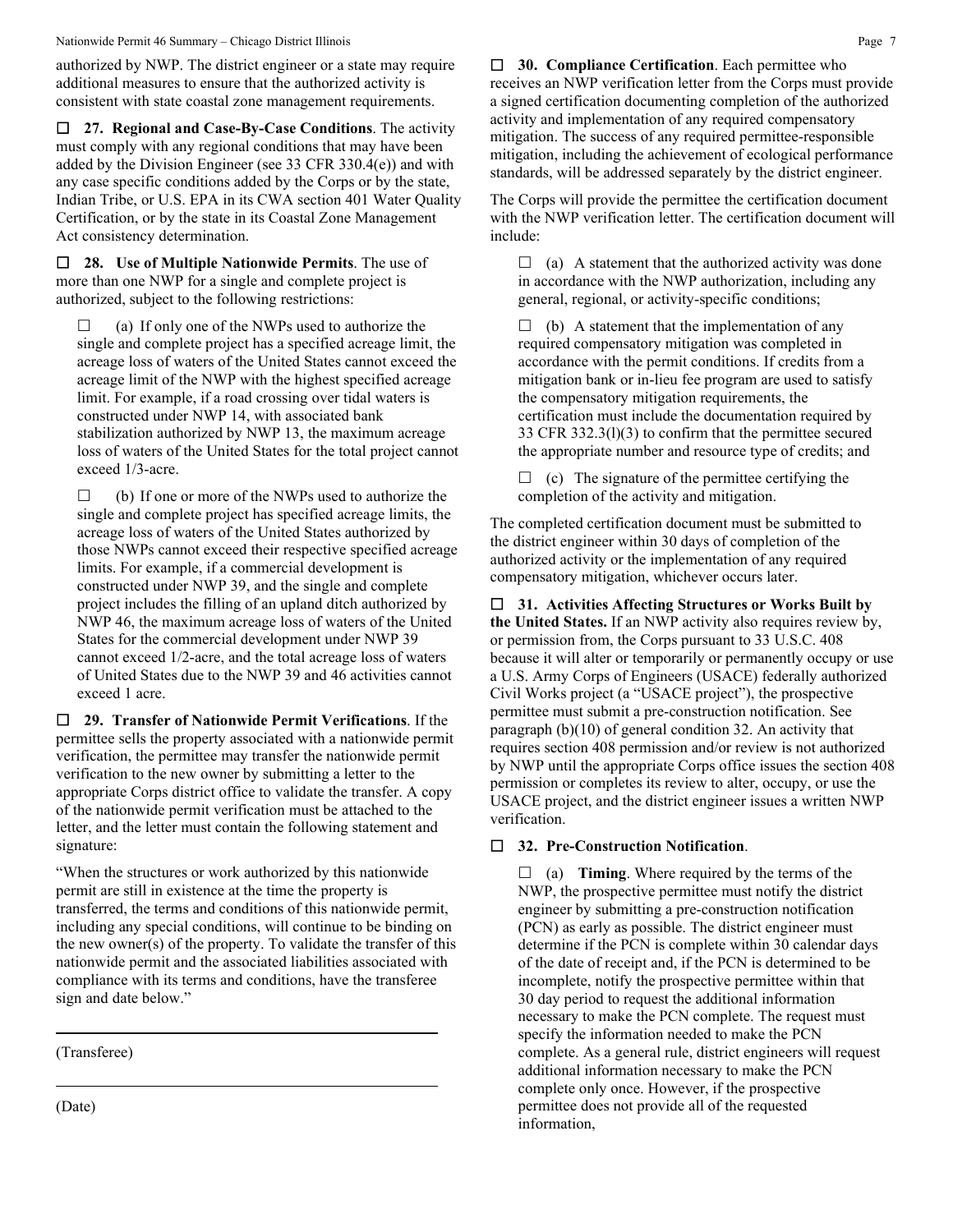authorized by NWP. The district engineer or a state may require additional measures to ensure that the authorized activity is consistent with state coastal zone management requirements.

☐ **27. Regional and Case-By-Case Conditions**. The activity must comply with any regional conditions that may have been added by the Division Engineer (see 33 CFR 330.4(e)) and with any case specific conditions added by the Corps or by the state, Indian Tribe, or U.S. EPA in its CWA section 401 Water Quality Certification, or by the state in its Coastal Zone Management Act consistency determination.

☐ **28. Use of Multiple Nationwide Permits**. The use of more than one NWP for a single and complete project is authorized, subject to the following restrictions:

☐ (a) If only one of the NWPs used to authorize the single and complete project has a specified acreage limit, the acreage loss of waters of the United States cannot exceed the acreage limit of the NWP with the highest specified acreage limit. For example, if a road crossing over tidal waters is constructed under NWP 14, with associated bank stabilization authorized by NWP 13, the maximum acreage loss of waters of the United States for the total project cannot exceed 1/3-acre.

☐ (b) If one or more of the NWPs used to authorize the single and complete project has specified acreage limits, the acreage loss of waters of the United States authorized by those NWPs cannot exceed their respective specified acreage limits. For example, if a commercial development is constructed under NWP 39, and the single and complete project includes the filling of an upland ditch authorized by NWP 46, the maximum acreage loss of waters of the United States for the commercial development under NWP 39 cannot exceed 1/2-acre, and the total acreage loss of waters of United States due to the NWP 39 and 46 activities cannot exceed 1 acre.

☐ **29. Transfer of Nationwide Permit Verifications**. If the permittee sells the property associated with a nationwide permit verification, the permittee may transfer the nationwide permit verification to the new owner by submitting a letter to the appropriate Corps district office to validate the transfer. A copy of the nationwide permit verification must be attached to the letter, and the letter must contain the following statement and signature:

"When the structures or work authorized by this nationwide permit are still in existence at the time the property is transferred, the terms and conditions of this nationwide permit, including any special conditions, will continue to be binding on the new owner(s) of the property. To validate the transfer of this nationwide permit and the associated liabilities associated with compliance with its terms and conditions, have the transferee sign and date below."

\_\_\_\_\_\_\_\_\_\_\_\_\_\_\_\_\_\_\_\_\_\_\_\_\_\_\_\_\_\_\_\_\_\_\_\_\_\_\_\_

(Transferee)

\_\_\_\_\_\_\_\_\_\_\_\_\_\_\_\_\_\_\_\_\_\_\_\_\_\_\_\_\_\_\_\_\_\_\_\_\_\_\_\_

(Date)

☐ **30. Compliance Certification**. Each permittee who receives an NWP verification letter from the Corps must provide a signed certification documenting completion of the authorized activity and implementation of any required compensatory mitigation. The success of any required permittee-responsible mitigation, including the achievement of ecological performance standards, will be addressed separately by the district engineer.

The Corps will provide the permittee the certification document with the NWP verification letter. The certification document will include:

☐ (a) A statement that the authorized activity was done in accordance with the NWP authorization, including any general, regional, or activity-specific conditions;

☐ (b) A statement that the implementation of any required compensatory mitigation was completed in accordance with the permit conditions. If credits from a mitigation bank or in-lieu fee program are used to satisfy the compensatory mitigation requirements, the certification must include the documentation required by 33 CFR 332.3(l)(3) to confirm that the permittee secured the appropriate number and resource type of credits; and

☐ (c) The signature of the permittee certifying the completion of the activity and mitigation.

The completed certification document must be submitted to the district engineer within 30 days of completion of the authorized activity or the implementation of any required compensatory mitigation, whichever occurs later.

☐ **31. Activities Affecting Structures or Works Built by the United States.** If an NWP activity also requires review by, or permission from, the Corps pursuant to 33 U.S.C. 408 because it will alter or temporarily or permanently occupy or use a U.S. Army Corps of Engineers (USACE) federally authorized Civil Works project (a "USACE project"), the prospective permittee must submit a pre-construction notification. See paragraph (b)(10) of general condition 32. An activity that requires section 408 permission and/or review is not authorized by NWP until the appropriate Corps office issues the section 408 permission or completes its review to alter, occupy, or use the USACE project, and the district engineer issues a written NWP verification.

☐ **32. Pre-Construction Notification**.

☐ (a) **Timing**. Where required by the terms of the NWP, the prospective permittee must notify the district engineer by submitting a pre-construction notification (PCN) as early as possible. The district engineer must determine if the PCN is complete within 30 calendar days of the date of receipt and, if the PCN is determined to be incomplete, notify the prospective permittee within that 30 day period to request the additional information necessary to make the PCN complete. The request must specify the information needed to make the PCN complete. As a general rule, district engineers will request additional information necessary to make the PCN complete only once. However, if the prospective permittee does not provide all of the requested information,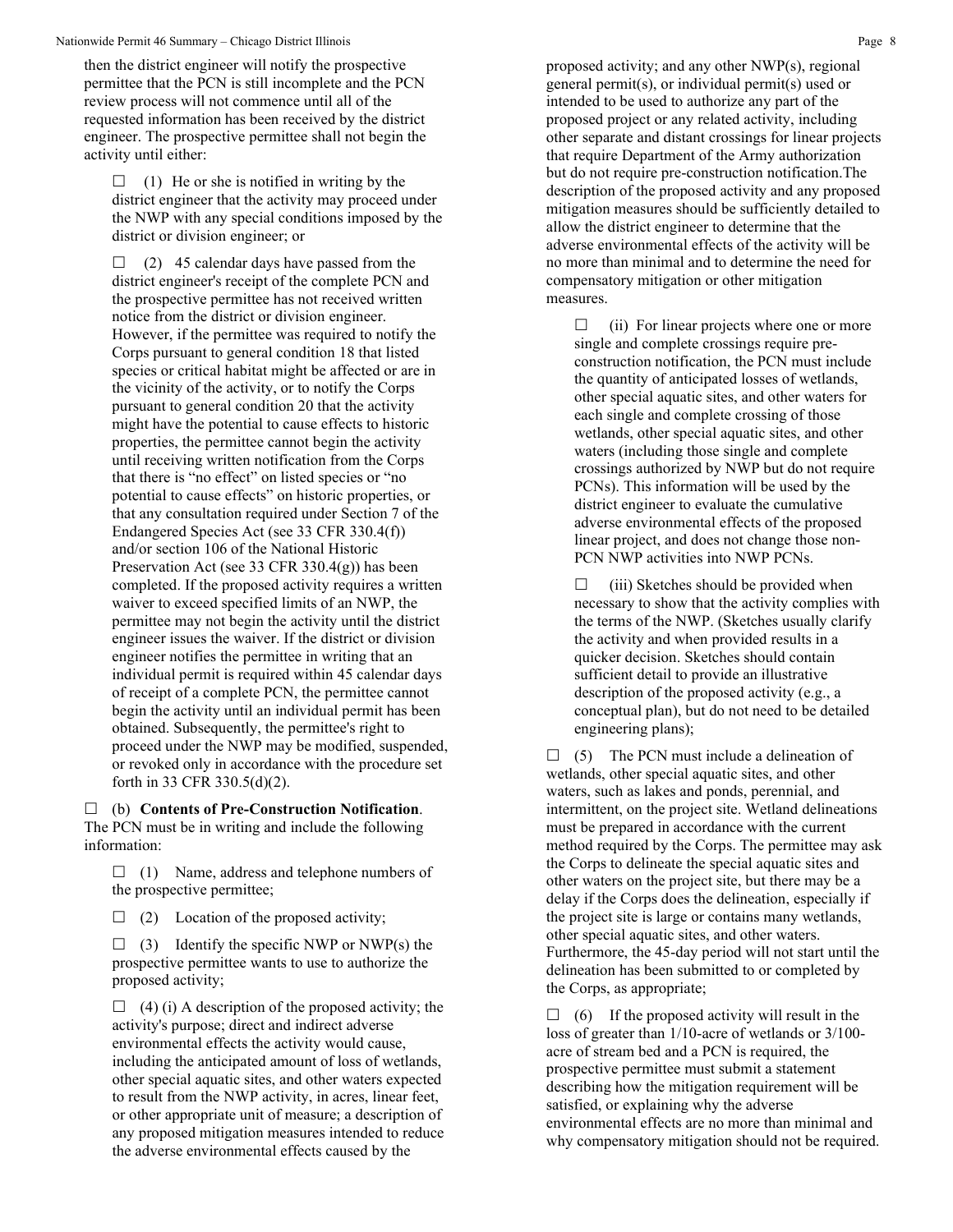then the district engineer will notify the prospective permittee that the PCN is still incomplete and the PCN review process will not commence until all of the requested information has been received by the district engineer. The prospective permittee shall not begin the activity until either:

☐ (1) He or she is notified in writing by the district engineer that the activity may proceed under the NWP with any special conditions imposed by the district or division engineer; or

☐ (2) 45 calendar days have passed from the district engineer's receipt of the complete PCN and the prospective permittee has not received written notice from the district or division engineer. However, if the permittee was required to notify the Corps pursuant to general condition 18 that listed species or critical habitat might be affected or are in the vicinity of the activity, or to notify the Corps pursuant to general condition 20 that the activity might have the potential to cause effects to historic properties, the permittee cannot begin the activity until receiving written notification from the Corps that there is "no effect" on listed species or "no potential to cause effects" on historic properties, or that any consultation required under Section 7 of the Endangered Species Act (see 33 CFR 330.4(f)) and/or section 106 of the National Historic Preservation Act (see 33 CFR 330.4(g)) has been completed. If the proposed activity requires a written waiver to exceed specified limits of an NWP, the permittee may not begin the activity until the district engineer issues the waiver. If the district or division engineer notifies the permittee in writing that an individual permit is required within 45 calendar days of receipt of a complete PCN, the permittee cannot begin the activity until an individual permit has been obtained. Subsequently, the permittee's right to proceed under the NWP may be modified, suspended, or revoked only in accordance with the procedure set forth in 33 CFR 330.5(d)(2).

☐ (b) **Contents of Pre-Construction Notification**. The PCN must be in writing and include the following information:

☐ (1) Name, address and telephone numbers of the prospective permittee;

☐ (2) Location of the proposed activity;

☐ (3) Identify the specific NWP or NWP(s) the prospective permittee wants to use to authorize the proposed activity;

☐ (4) (i) A description of the proposed activity; the activity's purpose; direct and indirect adverse environmental effects the activity would cause, including the anticipated amount of loss of wetlands, other special aquatic sites, and other waters expected to result from the NWP activity, in acres, linear feet, or other appropriate unit of measure; a description of any proposed mitigation measures intended to reduce the adverse environmental effects caused by the proposed activity; and any other NWP(s), regional general permit(s), or individual permit(s) used or intended to be used to authorize any part of the proposed project or any related activity, including other separate and distant crossings for linear projects that require Department of the Army authorization but do not require pre-construction notification.The description of the proposed activity and any proposed mitigation measures should be sufficiently detailed to allow the district engineer to determine that the adverse environmental effects of the activity will be no more than minimal and to determine the need for compensatory mitigation or other mitigation measures.

☐ (ii) For linear projects where one or more single and complete crossings require pre-construction notification, the PCN must include the quantity of anticipated losses of wetlands, other special aquatic sites, and other waters for each single and complete crossing of those wetlands, other special aquatic sites, and other waters (including those single and complete crossings authorized by NWP but do not require PCNs). This information will be used by the district engineer to evaluate the cumulative adverse environmental effects of the proposed linear project, and does not change those non-PCN NWP activities into NWP PCNs.

☐ (iii) Sketches should be provided when necessary to show that the activity complies with the terms of the NWP. (Sketches usually clarify the activity and when provided results in a quicker decision. Sketches should contain sufficient detail to provide an illustrative description of the proposed activity (e.g., a conceptual plan), but do not need to be detailed engineering plans);

☐ (5) The PCN must include a delineation of wetlands, other special aquatic sites, and other waters, such as lakes and ponds, perennial, and intermittent, on the project site. Wetland delineations must be prepared in accordance with the current method required by the Corps. The permittee may ask the Corps to delineate the special aquatic sites and other waters on the project site, but there may be a delay if the Corps does the delineation, especially if the project site is large or contains many wetlands, other special aquatic sites, and other waters. Furthermore, the 45-day period will not start until the delineation has been submitted to or completed by the Corps, as appropriate;

☐ (6) If the proposed activity will result in the loss of greater than 1/10-acre of wetlands or 3/100-acre of stream bed and a PCN is required, the prospective permittee must submit a statement describing how the mitigation requirement will be satisfied, or explaining why the adverse environmental effects are no more than minimal and why compensatory mitigation should not be required.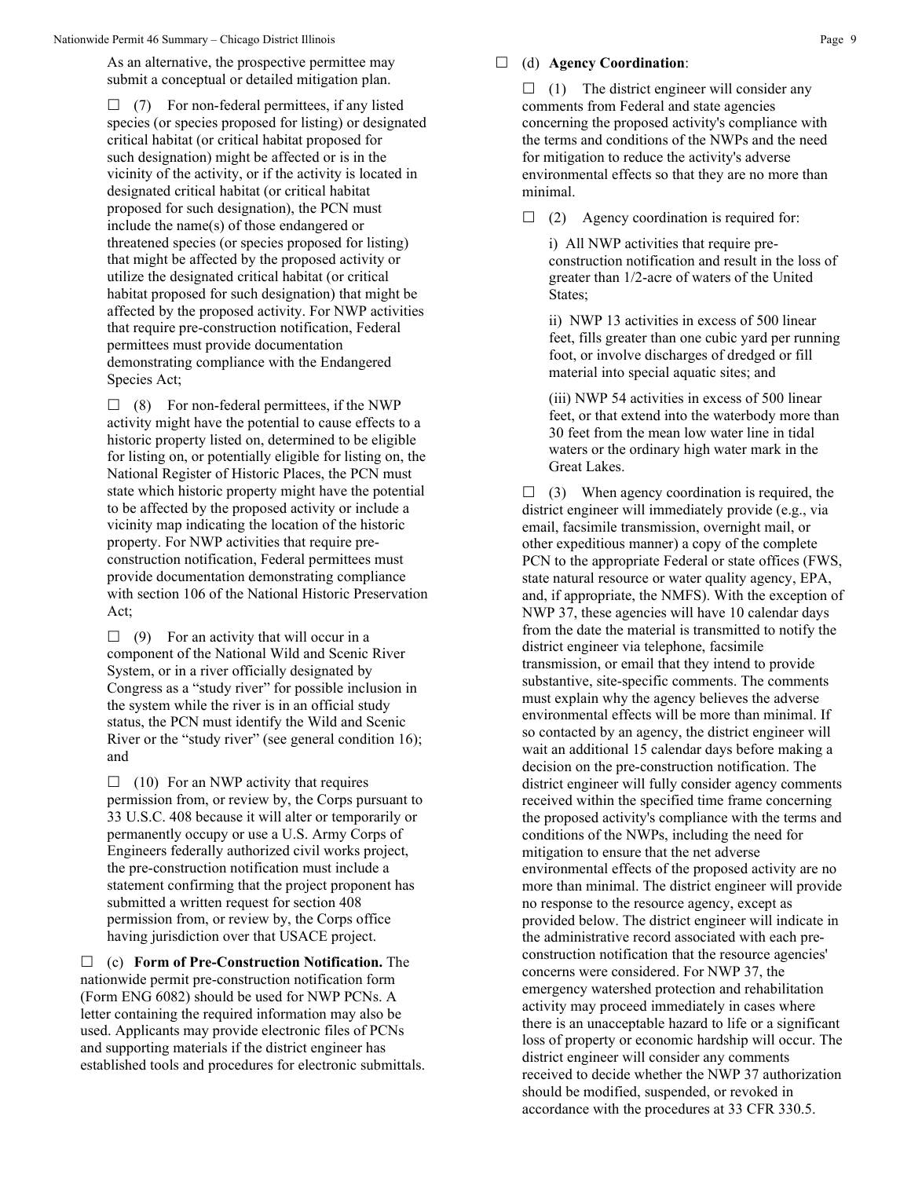As an alternative, the prospective permittee may submit a conceptual or detailed mitigation plan.

☐ (7) For non-federal permittees, if any listed species (or species proposed for listing) or designated critical habitat (or critical habitat proposed for such designation) might be affected or is in the vicinity of the activity, or if the activity is located in designated critical habitat (or critical habitat proposed for such designation), the PCN must include the name(s) of those endangered or threatened species (or species proposed for listing) that might be affected by the proposed activity or utilize the designated critical habitat (or critical habitat proposed for such designation) that might be affected by the proposed activity. For NWP activities that require pre-construction notification, Federal permittees must provide documentation demonstrating compliance with the Endangered Species Act;

☐ (8) For non-federal permittees, if the NWP activity might have the potential to cause effects to a historic property listed on, determined to be eligible for listing on, or potentially eligible for listing on, the National Register of Historic Places, the PCN must state which historic property might have the potential to be affected by the proposed activity or include a vicinity map indicating the location of the historic property. For NWP activities that require pre-construction notification, Federal permittees must provide documentation demonstrating compliance with section 106 of the National Historic Preservation Act;

☐ (9) For an activity that will occur in a component of the National Wild and Scenic River System, or in a river officially designated by Congress as a "study river" for possible inclusion in the system while the river is in an official study status, the PCN must identify the Wild and Scenic River or the "study river" (see general condition 16); and

☐ (10) For an NWP activity that requires permission from, or review by, the Corps pursuant to 33 U.S.C. 408 because it will alter or temporarily or permanently occupy or use a U.S. Army Corps of Engineers federally authorized civil works project, the pre-construction notification must include a statement confirming that the project proponent has submitted a written request for section 408 permission from, or review by, the Corps office having jurisdiction over that USACE project.

☐ (c) **Form of Pre-Construction Notification.** The nationwide permit pre-construction notification form (Form ENG 6082) should be used for NWP PCNs. A letter containing the required information may also be used. Applicants may provide electronic files of PCNs and supporting materials if the district engineer has established tools and procedures for electronic submittals.

☐ (d) **Agency Coordination**:

☐ (1) The district engineer will consider any comments from Federal and state agencies concerning the proposed activity's compliance with the terms and conditions of the NWPs and the need for mitigation to reduce the activity's adverse environmental effects so that they are no more than minimal.

☐ (2) Agency coordination is required for:

i) All NWP activities that require pre-construction notification and result in the loss of greater than 1/2-acre of waters of the United States;

ii) NWP 13 activities in excess of 500 linear feet, fills greater than one cubic yard per running foot, or involve discharges of dredged or fill material into special aquatic sites; and

(iii) NWP 54 activities in excess of 500 linear feet, or that extend into the waterbody more than 30 feet from the mean low water line in tidal waters or the ordinary high water mark in the Great Lakes.

☐ (3) When agency coordination is required, the district engineer will immediately provide (e.g., via email, facsimile transmission, overnight mail, or other expeditious manner) a copy of the complete PCN to the appropriate Federal or state offices (FWS, state natural resource or water quality agency, EPA, and, if appropriate, the NMFS). With the exception of NWP 37, these agencies will have 10 calendar days from the date the material is transmitted to notify the district engineer via telephone, facsimile transmission, or email that they intend to provide substantive, site-specific comments. The comments must explain why the agency believes the adverse environmental effects will be more than minimal. If so contacted by an agency, the district engineer will wait an additional 15 calendar days before making a decision on the pre-construction notification. The district engineer will fully consider agency comments received within the specified time frame concerning the proposed activity's compliance with the terms and conditions of the NWPs, including the need for mitigation to ensure that the net adverse environmental effects of the proposed activity are no more than minimal. The district engineer will provide no response to the resource agency, except as provided below. The district engineer will indicate in the administrative record associated with each pre-construction notification that the resource agencies' concerns were considered. For NWP 37, the emergency watershed protection and rehabilitation activity may proceed immediately in cases where there is an unacceptable hazard to life or a significant loss of property or economic hardship will occur. The district engineer will consider any comments received to decide whether the NWP 37 authorization should be modified, suspended, or revoked in accordance with the procedures at 33 CFR 330.5.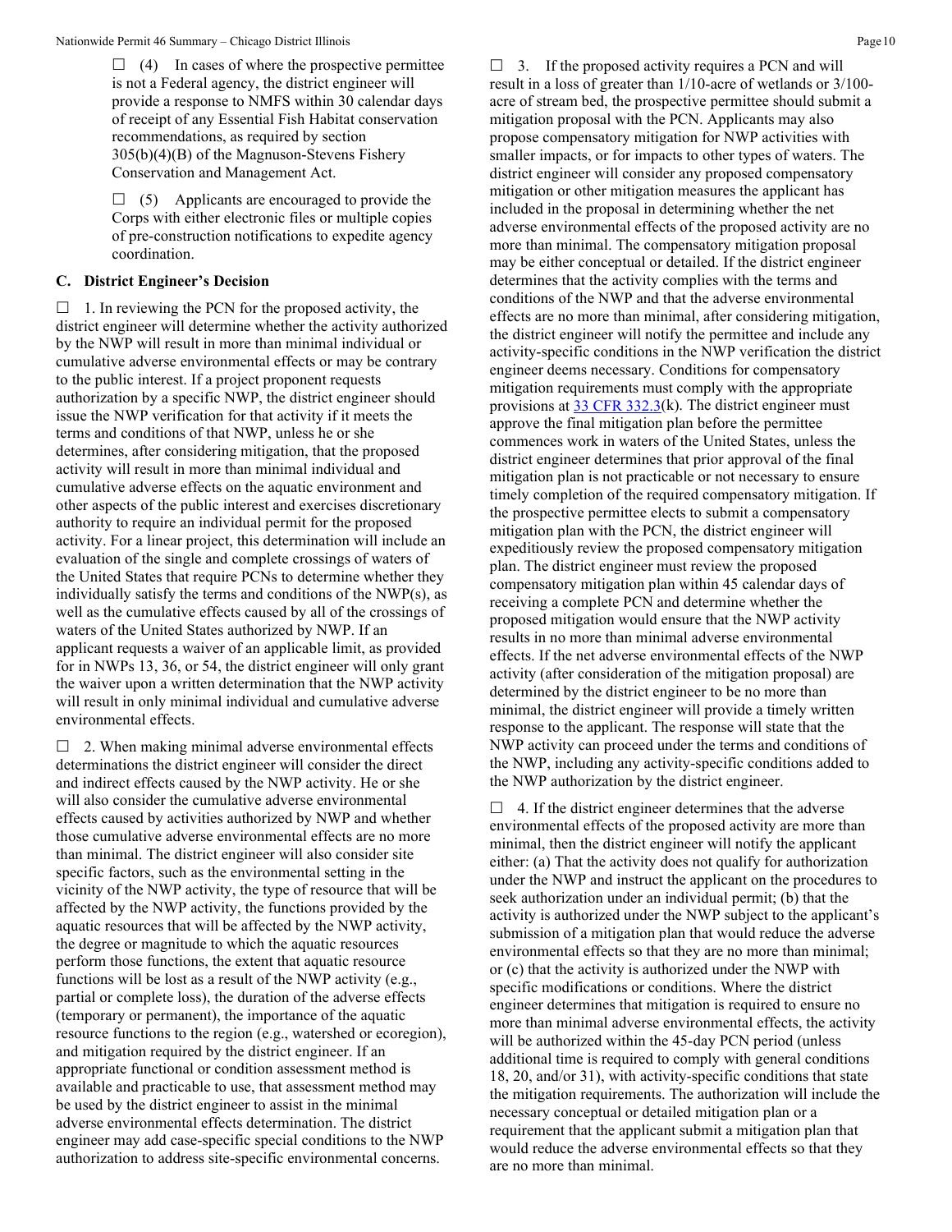☐ (4) In cases of where the prospective permittee is not a Federal agency, the district engineer will provide a response to NMFS within 30 calendar days of receipt of any Essential Fish Habitat conservation recommendations, as required by section 305(b)(4)(B) of the Magnuson-Stevens Fishery Conservation and Management Act.

☐ (5) Applicants are encouraged to provide the Corps with either electronic files or multiple copies of pre-construction notifications to expedite agency coordination.

## C. District Engineer's Decision

☐ 1. In reviewing the PCN for the proposed activity, the district engineer will determine whether the activity authorized by the NWP will result in more than minimal individual or cumulative adverse environmental effects or may be contrary to the public interest. If a project proponent requests authorization by a specific NWP, the district engineer should issue the NWP verification for that activity if it meets the terms and conditions of that NWP, unless he or she determines, after considering mitigation, that the proposed activity will result in more than minimal individual and cumulative adverse effects on the aquatic environment and other aspects of the public interest and exercises discretionary authority to require an individual permit for the proposed activity. For a linear project, this determination will include an evaluation of the single and complete crossings of waters of the United States that require PCNs to determine whether they individually satisfy the terms and conditions of the NWP(s), as well as the cumulative effects caused by all of the crossings of waters of the United States authorized by NWP. If an applicant requests a waiver of an applicable limit, as provided for in NWPs 13, 36, or 54, the district engineer will only grant the waiver upon a written determination that the NWP activity will result in only minimal individual and cumulative adverse environmental effects.

☐ 2. When making minimal adverse environmental effects determinations the district engineer will consider the direct and indirect effects caused by the NWP activity. He or she will also consider the cumulative adverse environmental effects caused by activities authorized by NWP and whether those cumulative adverse environmental effects are no more than minimal. The district engineer will also consider site specific factors, such as the environmental setting in the vicinity of the NWP activity, the type of resource that will be affected by the NWP activity, the functions provided by the aquatic resources that will be affected by the NWP activity, the degree or magnitude to which the aquatic resources perform those functions, the extent that aquatic resource functions will be lost as a result of the NWP activity (e.g., partial or complete loss), the duration of the adverse effects (temporary or permanent), the importance of the aquatic resource functions to the region (e.g., watershed or ecoregion), and mitigation required by the district engineer. If an appropriate functional or condition assessment method is available and practicable to use, that assessment method may be used by the district engineer to assist in the minimal adverse environmental effects determination. The district engineer may add case-specific special conditions to the NWP authorization to address site-specific environmental concerns.

☐ 3. If the proposed activity requires a PCN and will result in a loss of greater than 1/10-acre of wetlands or 3/100-acre of stream bed, the prospective permittee should submit a mitigation proposal with the PCN. Applicants may also propose compensatory mitigation for NWP activities with smaller impacts, or for impacts to other types of waters. The district engineer will consider any proposed compensatory mitigation or other mitigation measures the applicant has included in the proposal in determining whether the net adverse environmental effects of the proposed activity are no more than minimal. The compensatory mitigation proposal may be either conceptual or detailed. If the district engineer determines that the activity complies with the terms and conditions of the NWP and that the adverse environmental effects are no more than minimal, after considering mitigation, the district engineer will notify the permittee and include any activity-specific conditions in the NWP verification the district engineer deems necessary. Conditions for compensatory mitigation requirements must comply with the appropriate provisions at 33 CFR 332.3(k). The district engineer must approve the final mitigation plan before the permittee commences work in waters of the United States, unless the district engineer determines that prior approval of the final mitigation plan is not practicable or not necessary to ensure timely completion of the required compensatory mitigation. If the prospective permittee elects to submit a compensatory mitigation plan with the PCN, the district engineer will expeditiously review the proposed compensatory mitigation plan. The district engineer must review the proposed compensatory mitigation plan within 45 calendar days of receiving a complete PCN and determine whether the proposed mitigation would ensure that the NWP activity results in no more than minimal adverse environmental effects. If the net adverse environmental effects of the NWP activity (after consideration of the mitigation proposal) are determined by the district engineer to be no more than minimal, the district engineer will provide a timely written response to the applicant. The response will state that the NWP activity can proceed under the terms and conditions of the NWP, including any activity-specific conditions added to the NWP authorization by the district engineer.

☐ 4. If the district engineer determines that the adverse environmental effects of the proposed activity are more than minimal, then the district engineer will notify the applicant either: (a) That the activity does not qualify for authorization under the NWP and instruct the applicant on the procedures to seek authorization under an individual permit; (b) that the activity is authorized under the NWP subject to the applicant's submission of a mitigation plan that would reduce the adverse environmental effects so that they are no more than minimal; or (c) that the activity is authorized under the NWP with specific modifications or conditions. Where the district engineer determines that mitigation is required to ensure no more than minimal adverse environmental effects, the activity will be authorized within the 45-day PCN period (unless additional time is required to comply with general conditions 18, 20, and/or 31), with activity-specific conditions that state the mitigation requirements. The authorization will include the necessary conceptual or detailed mitigation plan or a requirement that the applicant submit a mitigation plan that would reduce the adverse environmental effects so that they are no more than minimal.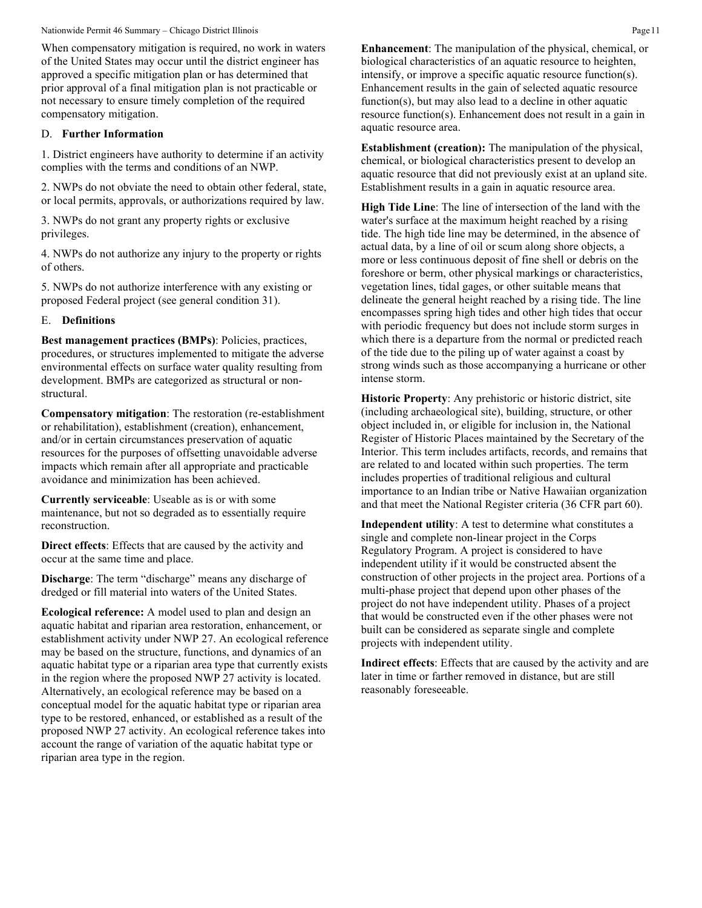When compensatory mitigation is required, no work in waters of the United States may occur until the district engineer has approved a specific mitigation plan or has determined that prior approval of a final mitigation plan is not practicable or not necessary to ensure timely completion of the required compensatory mitigation.

### D. Further Information

1. District engineers have authority to determine if an activity complies with the terms and conditions of an NWP.

2. NWPs do not obviate the need to obtain other federal, state, or local permits, approvals, or authorizations required by law.

3. NWPs do not grant any property rights or exclusive privileges.

4. NWPs do not authorize any injury to the property or rights of others.

5. NWPs do not authorize interference with any existing or proposed Federal project (see general condition 31).

### E. Definitions

**Best management practices (BMPs)**: Policies, practices, procedures, or structures implemented to mitigate the adverse environmental effects on surface water quality resulting from development. BMPs are categorized as structural or non-structural.

**Compensatory mitigation**: The restoration (re-establishment or rehabilitation), establishment (creation), enhancement, and/or in certain circumstances preservation of aquatic resources for the purposes of offsetting unavoidable adverse impacts which remain after all appropriate and practicable avoidance and minimization has been achieved.

**Currently serviceable**: Useable as is or with some maintenance, but not so degraded as to essentially require reconstruction.

**Direct effects**: Effects that are caused by the activity and occur at the same time and place.

**Discharge**: The term "discharge" means any discharge of dredged or fill material into waters of the United States.

**Ecological reference:** A model used to plan and design an aquatic habitat and riparian area restoration, enhancement, or establishment activity under NWP 27. An ecological reference may be based on the structure, functions, and dynamics of an aquatic habitat type or a riparian area type that currently exists in the region where the proposed NWP 27 activity is located. Alternatively, an ecological reference may be based on a conceptual model for the aquatic habitat type or riparian area type to be restored, enhanced, or established as a result of the proposed NWP 27 activity. An ecological reference takes into account the range of variation of the aquatic habitat type or riparian area type in the region.

**Enhancement**: The manipulation of the physical, chemical, or biological characteristics of an aquatic resource to heighten, intensify, or improve a specific aquatic resource function(s). Enhancement results in the gain of selected aquatic resource function(s), but may also lead to a decline in other aquatic resource function(s). Enhancement does not result in a gain in aquatic resource area.

**Establishment (creation):** The manipulation of the physical, chemical, or biological characteristics present to develop an aquatic resource that did not previously exist at an upland site. Establishment results in a gain in aquatic resource area.

**High Tide Line**: The line of intersection of the land with the water's surface at the maximum height reached by a rising tide. The high tide line may be determined, in the absence of actual data, by a line of oil or scum along shore objects, a more or less continuous deposit of fine shell or debris on the foreshore or berm, other physical markings or characteristics, vegetation lines, tidal gages, or other suitable means that delineate the general height reached by a rising tide. The line encompasses spring high tides and other high tides that occur with periodic frequency but does not include storm surges in which there is a departure from the normal or predicted reach of the tide due to the piling up of water against a coast by strong winds such as those accompanying a hurricane or other intense storm.

**Historic Property**: Any prehistoric or historic district, site (including archaeological site), building, structure, or other object included in, or eligible for inclusion in, the National Register of Historic Places maintained by the Secretary of the Interior. This term includes artifacts, records, and remains that are related to and located within such properties. The term includes properties of traditional religious and cultural importance to an Indian tribe or Native Hawaiian organization and that meet the National Register criteria (36 CFR part 60).

**Independent utility**: A test to determine what constitutes a single and complete non-linear project in the Corps Regulatory Program. A project is considered to have independent utility if it would be constructed absent the construction of other projects in the project area. Portions of a multi-phase project that depend upon other phases of the project do not have independent utility. Phases of a project that would be constructed even if the other phases were not built can be considered as separate single and complete projects with independent utility.

**Indirect effects**: Effects that are caused by the activity and are later in time or farther removed in distance, but are still reasonably foreseeable.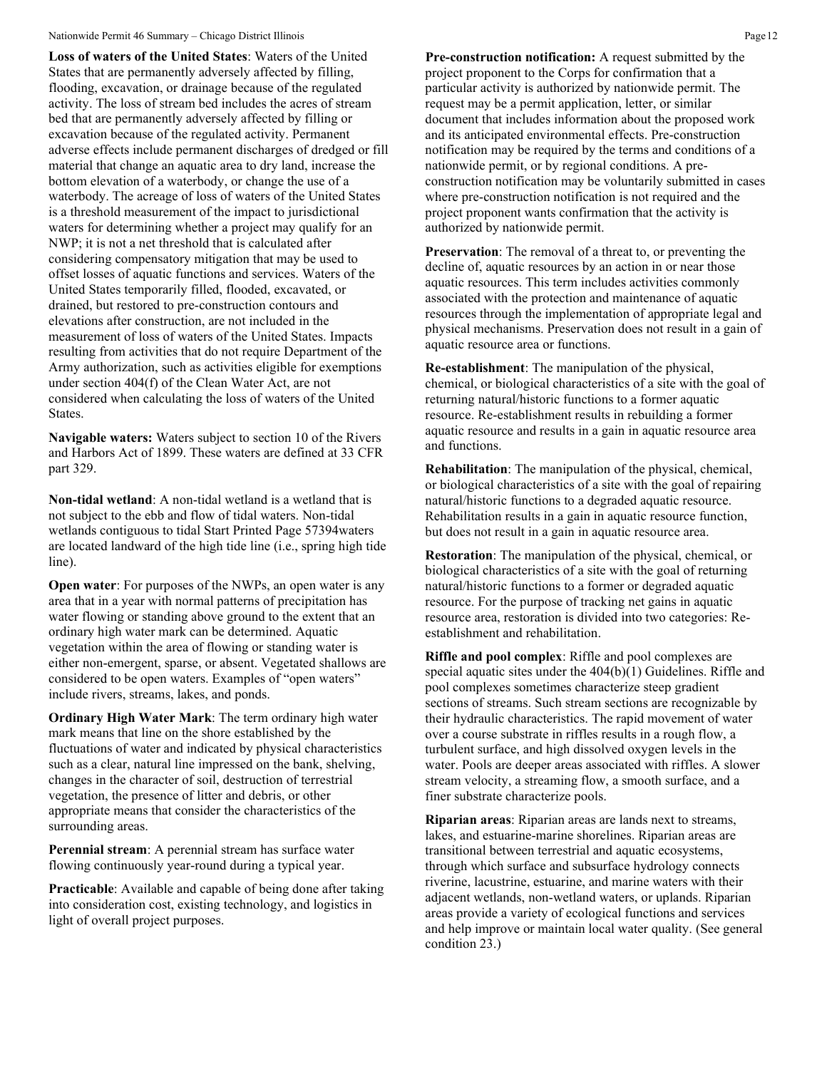**Loss of waters of the United States**: Waters of the United States that are permanently adversely affected by filling, flooding, excavation, or drainage because of the regulated activity. The loss of stream bed includes the acres of stream bed that are permanently adversely affected by filling or excavation because of the regulated activity. Permanent adverse effects include permanent discharges of dredged or fill material that change an aquatic area to dry land, increase the bottom elevation of a waterbody, or change the use of a waterbody. The acreage of loss of waters of the United States is a threshold measurement of the impact to jurisdictional waters for determining whether a project may qualify for an NWP; it is not a net threshold that is calculated after considering compensatory mitigation that may be used to offset losses of aquatic functions and services. Waters of the United States temporarily filled, flooded, excavated, or drained, but restored to pre-construction contours and elevations after construction, are not included in the measurement of loss of waters of the United States. Impacts resulting from activities that do not require Department of the Army authorization, such as activities eligible for exemptions under section 404(f) of the Clean Water Act, are not considered when calculating the loss of waters of the United States.

**Navigable waters:** Waters subject to section 10 of the Rivers and Harbors Act of 1899. These waters are defined at 33 CFR part 329.

**Non-tidal wetland**: A non-tidal wetland is a wetland that is not subject to the ebb and flow of tidal waters. Non-tidal wetlands contiguous to tidal Start Printed Page 57394waters are located landward of the high tide line (i.e., spring high tide line).

**Open water**: For purposes of the NWPs, an open water is any area that in a year with normal patterns of precipitation has water flowing or standing above ground to the extent that an ordinary high water mark can be determined. Aquatic vegetation within the area of flowing or standing water is either non-emergent, sparse, or absent. Vegetated shallows are considered to be open waters. Examples of "open waters" include rivers, streams, lakes, and ponds.

**Ordinary High Water Mark**: The term ordinary high water mark means that line on the shore established by the fluctuations of water and indicated by physical characteristics such as a clear, natural line impressed on the bank, shelving, changes in the character of soil, destruction of terrestrial vegetation, the presence of litter and debris, or other appropriate means that consider the characteristics of the surrounding areas.

**Perennial stream**: A perennial stream has surface water flowing continuously year-round during a typical year.

**Practicable**: Available and capable of being done after taking into consideration cost, existing technology, and logistics in light of overall project purposes.

**Pre-construction notification:** A request submitted by the project proponent to the Corps for confirmation that a particular activity is authorized by nationwide permit. The request may be a permit application, letter, or similar document that includes information about the proposed work and its anticipated environmental effects. Pre-construction notification may be required by the terms and conditions of a nationwide permit, or by regional conditions. A pre-construction notification may be voluntarily submitted in cases where pre-construction notification is not required and the project proponent wants confirmation that the activity is authorized by nationwide permit.

**Preservation**: The removal of a threat to, or preventing the decline of, aquatic resources by an action in or near those aquatic resources. This term includes activities commonly associated with the protection and maintenance of aquatic resources through the implementation of appropriate legal and physical mechanisms. Preservation does not result in a gain of aquatic resource area or functions.

**Re-establishment**: The manipulation of the physical, chemical, or biological characteristics of a site with the goal of returning natural/historic functions to a former aquatic resource. Re-establishment results in rebuilding a former aquatic resource and results in a gain in aquatic resource area and functions.

**Rehabilitation**: The manipulation of the physical, chemical, or biological characteristics of a site with the goal of repairing natural/historic functions to a degraded aquatic resource. Rehabilitation results in a gain in aquatic resource function, but does not result in a gain in aquatic resource area.

**Restoration**: The manipulation of the physical, chemical, or biological characteristics of a site with the goal of returning natural/historic functions to a former or degraded aquatic resource. For the purpose of tracking net gains in aquatic resource area, restoration is divided into two categories: Re-establishment and rehabilitation.

**Riffle and pool complex**: Riffle and pool complexes are special aquatic sites under the 404(b)(1) Guidelines. Riffle and pool complexes sometimes characterize steep gradient sections of streams. Such stream sections are recognizable by their hydraulic characteristics. The rapid movement of water over a course substrate in riffles results in a rough flow, a turbulent surface, and high dissolved oxygen levels in the water. Pools are deeper areas associated with riffles. A slower stream velocity, a streaming flow, a smooth surface, and a finer substrate characterize pools.

**Riparian areas**: Riparian areas are lands next to streams, lakes, and estuarine-marine shorelines. Riparian areas are transitional between terrestrial and aquatic ecosystems, through which surface and subsurface hydrology connects riverine, lacustrine, estuarine, and marine waters with their adjacent wetlands, non-wetland waters, or uplands. Riparian areas provide a variety of ecological functions and services and help improve or maintain local water quality. (See general condition 23.)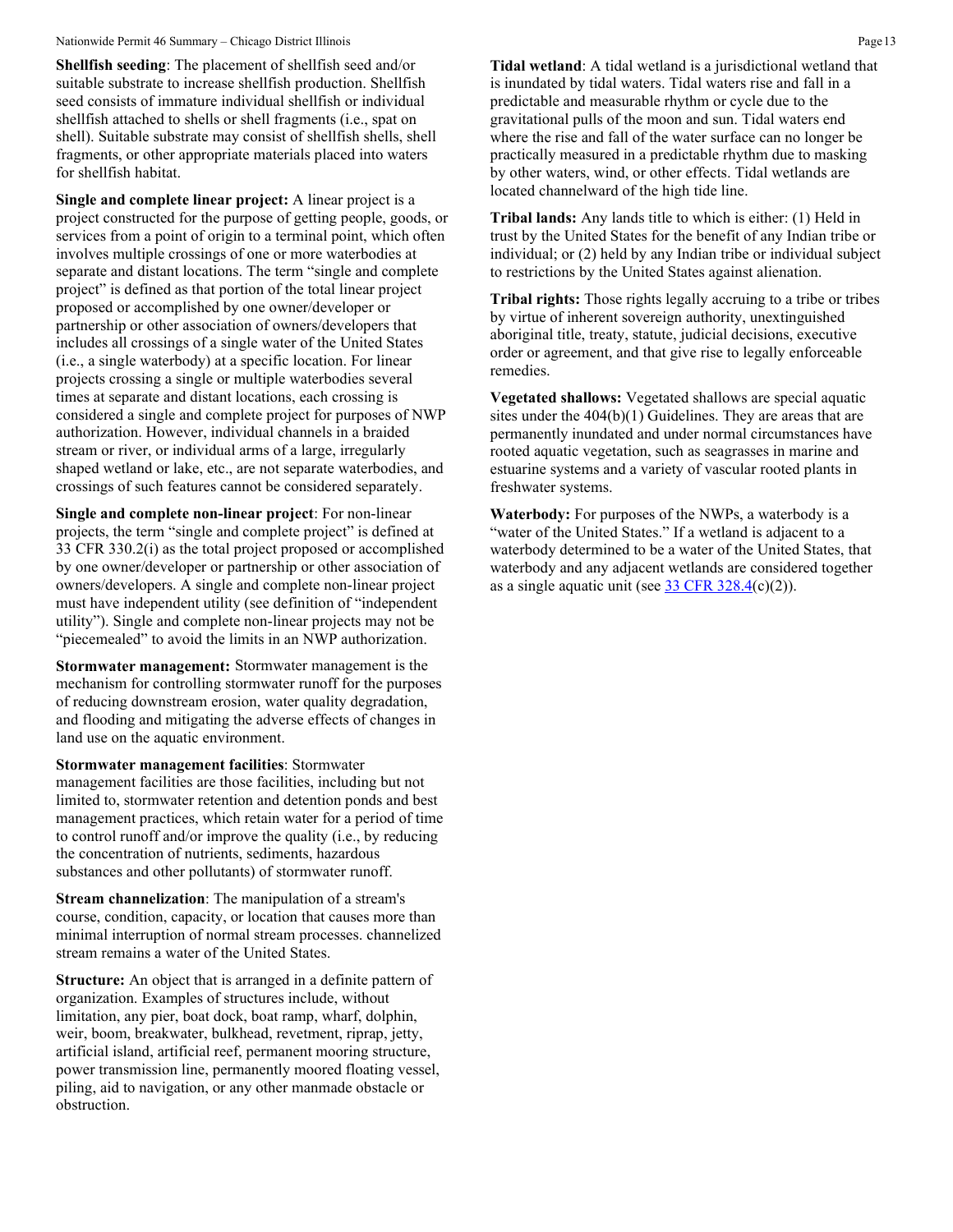**Shellfish seeding**: The placement of shellfish seed and/or suitable substrate to increase shellfish production. Shellfish seed consists of immature individual shellfish or individual shellfish attached to shells or shell fragments (i.e., spat on shell). Suitable substrate may consist of shellfish shells, shell fragments, or other appropriate materials placed into waters for shellfish habitat.

**Single and complete linear project:** A linear project is a project constructed for the purpose of getting people, goods, or services from a point of origin to a terminal point, which often involves multiple crossings of one or more waterbodies at separate and distant locations. The term "single and complete project" is defined as that portion of the total linear project proposed or accomplished by one owner/developer or partnership or other association of owners/developers that includes all crossings of a single water of the United States (i.e., a single waterbody) at a specific location. For linear projects crossing a single or multiple waterbodies several times at separate and distant locations, each crossing is considered a single and complete project for purposes of NWP authorization. However, individual channels in a braided stream or river, or individual arms of a large, irregularly shaped wetland or lake, etc., are not separate waterbodies, and crossings of such features cannot be considered separately.

**Single and complete non-linear project**: For non-linear projects, the term "single and complete project" is defined at 33 CFR 330.2(i) as the total project proposed or accomplished by one owner/developer or partnership or other association of owners/developers. A single and complete non-linear project must have independent utility (see definition of "independent utility"). Single and complete non-linear projects may not be "piecemealed" to avoid the limits in an NWP authorization.

**Stormwater management:** Stormwater management is the mechanism for controlling stormwater runoff for the purposes of reducing downstream erosion, water quality degradation, and flooding and mitigating the adverse effects of changes in land use on the aquatic environment.

**Stormwater management facilities**: Stormwater management facilities are those facilities, including but not limited to, stormwater retention and detention ponds and best management practices, which retain water for a period of time to control runoff and/or improve the quality (i.e., by reducing the concentration of nutrients, sediments, hazardous substances and other pollutants) of stormwater runoff.

**Stream channelization**: The manipulation of a stream's course, condition, capacity, or location that causes more than minimal interruption of normal stream processes. channelized stream remains a water of the United States.

**Structure:** An object that is arranged in a definite pattern of organization. Examples of structures include, without limitation, any pier, boat dock, boat ramp, wharf, dolphin, weir, boom, breakwater, bulkhead, revetment, riprap, jetty, artificial island, artificial reef, permanent mooring structure, power transmission line, permanently moored floating vessel, piling, aid to navigation, or any other manmade obstacle or obstruction.

**Tidal wetland**: A tidal wetland is a jurisdictional wetland that is inundated by tidal waters. Tidal waters rise and fall in a predictable and measurable rhythm or cycle due to the gravitational pulls of the moon and sun. Tidal waters end where the rise and fall of the water surface can no longer be practically measured in a predictable rhythm due to masking by other waters, wind, or other effects. Tidal wetlands are located channelward of the high tide line.

**Tribal lands:** Any lands title to which is either: (1) Held in trust by the United States for the benefit of any Indian tribe or individual; or (2) held by any Indian tribe or individual subject to restrictions by the United States against alienation.

**Tribal rights:** Those rights legally accruing to a tribe or tribes by virtue of inherent sovereign authority, unextinguished aboriginal title, treaty, statute, judicial decisions, executive order or agreement, and that give rise to legally enforceable remedies.

**Vegetated shallows:** Vegetated shallows are special aquatic sites under the 404(b)(1) Guidelines. They are areas that are permanently inundated and under normal circumstances have rooted aquatic vegetation, such as seagrasses in marine and estuarine systems and a variety of vascular rooted plants in freshwater systems.

**Waterbody:** For purposes of the NWPs, a waterbody is a "water of the United States." If a wetland is adjacent to a waterbody determined to be a water of the United States, that waterbody and any adjacent wetlands are considered together as a single aquatic unit (see 33 CFR 328.4(c)(2)).